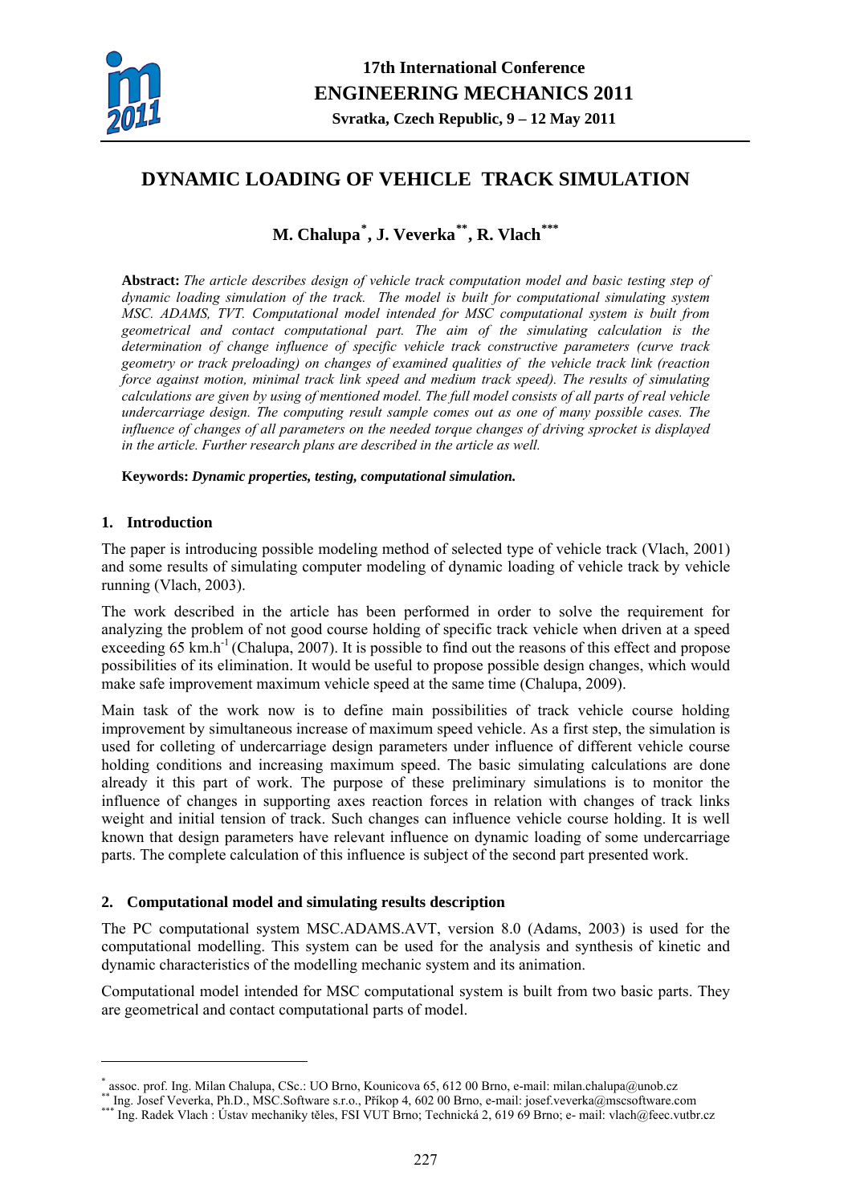# DYNAMIC LOADING OF VEHICLE TRACK SIMULATION

**M. Chalupa[*], J. Veverka[**], R. Vlach[***]**

**Abstract:** *The article describes design of vehicle track computation model and basic testing step of dynamic loading simulation of the track. The model is built for computational simulating system MSC. ADAMS, TVT. Computational model intended for MSC computational system is built from geometrical and contact computational part. The aim of the simulating calculation is the determination of change influence of specific vehicle track constructive parameters (curve track geometry or track preloading) on changes of examined qualities of the vehicle track link (reaction force against motion, minimal track link speed and medium track speed). The results of simulating calculations are given by using of mentioned model. The full model consists of all parts of real vehicle undercarriage design. The computing result sample comes out as one of many possible cases. The influence of changes of all parameters on the needed torque changes of driving sprocket is displayed in the article. Further research plans are described in the article as well.*

**Keywords:** ***Dynamic properties, testing, computational simulation.***

## 1. Introduction

The paper is introducing possible modeling method of selected type of vehicle track (Vlach, 2001) and some results of simulating computer modeling of dynamic loading of vehicle track by vehicle running (Vlach, 2003).

The work described in the article has been performed in order to solve the requirement for analyzing the problem of not good course holding of specific track vehicle when driven at a speed exceeding 65 $km.h^{-1}$ (Chalupa, 2007). It is possible to find out the reasons of this effect and propose possibilities of its elimination. It would be useful to propose possible design changes, which would make safe improvement maximum vehicle speed at the same time (Chalupa, 2009).

Main task of the work now is to define main possibilities of track vehicle course holding improvement by simultaneous increase of maximum speed vehicle. As a first step, the simulation is used for colleting of undercarriage design parameters under influence of different vehicle course holding conditions and increasing maximum speed. The basic simulating calculations are done already it this part of work. The purpose of these preliminary simulations is to monitor the influence of changes in supporting axes reaction forces in relation with changes of track links weight and initial tension of track. Such changes can influence vehicle course holding. It is well known that design parameters have relevant influence on dynamic loading of some undercarriage parts. The complete calculation of this influence is subject of the second part presented work.

## 2. Computational model and simulating results description

The PC computational system MSC.ADAMS.AVT, version 8.0 (Adams, 2003) is used for the computational modelling. This system can be used for the analysis and synthesis of kinetic and dynamic characteristics of the modelling mechanic system and its animation.

Computational model intended for MSC computational system is built from two basic parts. They are geometrical and contact computational parts of model.

---

[*] assoc. prof. Ing. Milan Chalupa, CSc.: UO Brno, Kounicova 65, 612 00 Brno, e-mail: milan.chalupa@unob.cz

[**] Ing. Josef Veverka, Ph.D., MSC.Software s.r.o., Příkop 4, 602 00 Brno, e-mail: josef.veverka@mscsoftware.com

[***] Ing. Radek Vlach : Ústav mechaniky těles, FSI VUT Brno; Technická 2, 619 69 Brno; e- mail: vlach@feec.vutbr.cz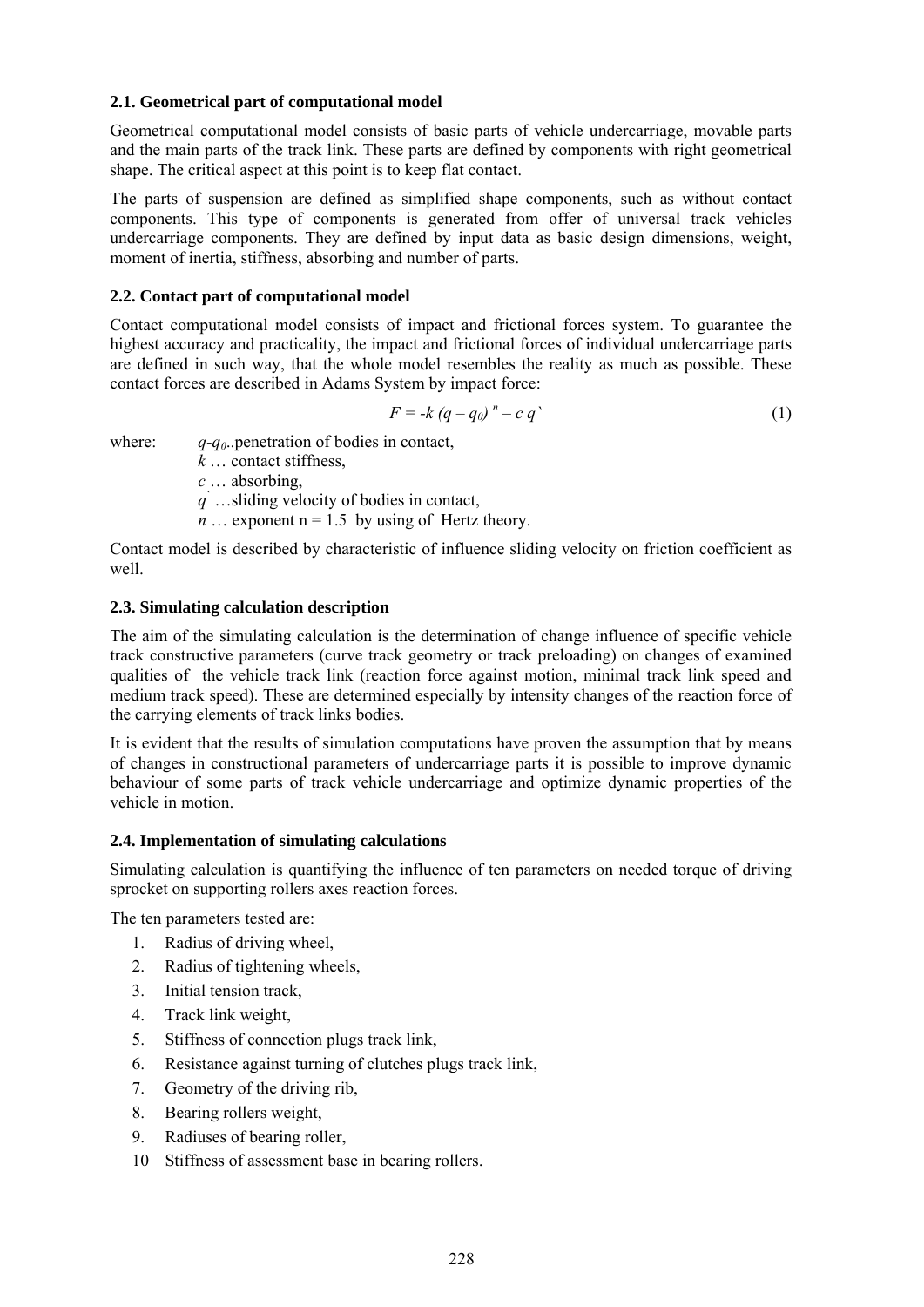### 2.1. Geometrical part of computational model

Geometrical computational model consists of basic parts of vehicle undercarriage, movable parts and the main parts of the track link. These parts are defined by components with right geometrical shape. The critical aspect at this point is to keep flat contact.

The parts of suspension are defined as simplified shape components, such as without contact components. This type of components is generated from offer of universal track vehicles undercarriage components. They are defined by input data as basic design dimensions, weight, moment of inertia, stiffness, absorbing and number of parts.

### 2.2. Contact part of computational model

Contact computational model consists of impact and frictional forces system. To guarantee the highest accuracy and practicality, the impact and frictional forces of individual undercarriage parts are defined in such way, that the whole model resembles the reality as much as possible. These contact forces are described in Adams System by impact force:

$$F = -k\,(q - q_0)^{\,n} - c\,q^{`} \tag{1}$$

where: $q$-$q_0$..penetration of bodies in contact,
$k$ … contact stiffness,
$c$ … absorbing,
$q^{`}$ …sliding velocity of bodies in contact,
$n$ … exponent $n = 1.5$ by using of Hertz theory.

Contact model is described by characteristic of influence sliding velocity on friction coefficient as well.

### 2.3. Simulating calculation description

The aim of the simulating calculation is the determination of change influence of specific vehicle track constructive parameters (curve track geometry or track preloading) on changes of examined qualities of the vehicle track link (reaction force against motion, minimal track link speed and medium track speed). These are determined especially by intensity changes of the reaction force of the carrying elements of track links bodies.

It is evident that the results of simulation computations have proven the assumption that by means of changes in constructional parameters of undercarriage parts it is possible to improve dynamic behaviour of some parts of track vehicle undercarriage and optimize dynamic properties of the vehicle in motion.

### 2.4. Implementation of simulating calculations

Simulating calculation is quantifying the influence of ten parameters on needed torque of driving sprocket on supporting rollers axes reaction forces.

The ten parameters tested are:

1. Radius of driving wheel,
2. Radius of tightening wheels,
3. Initial tension track,
4. Track link weight,
5. Stiffness of connection plugs track link,
6. Resistance against turning of clutches plugs track link,
7. Geometry of the driving rib,
8. Bearing rollers weight,
9. Radiuses of bearing roller,
10. Stiffness of assessment base in bearing rollers.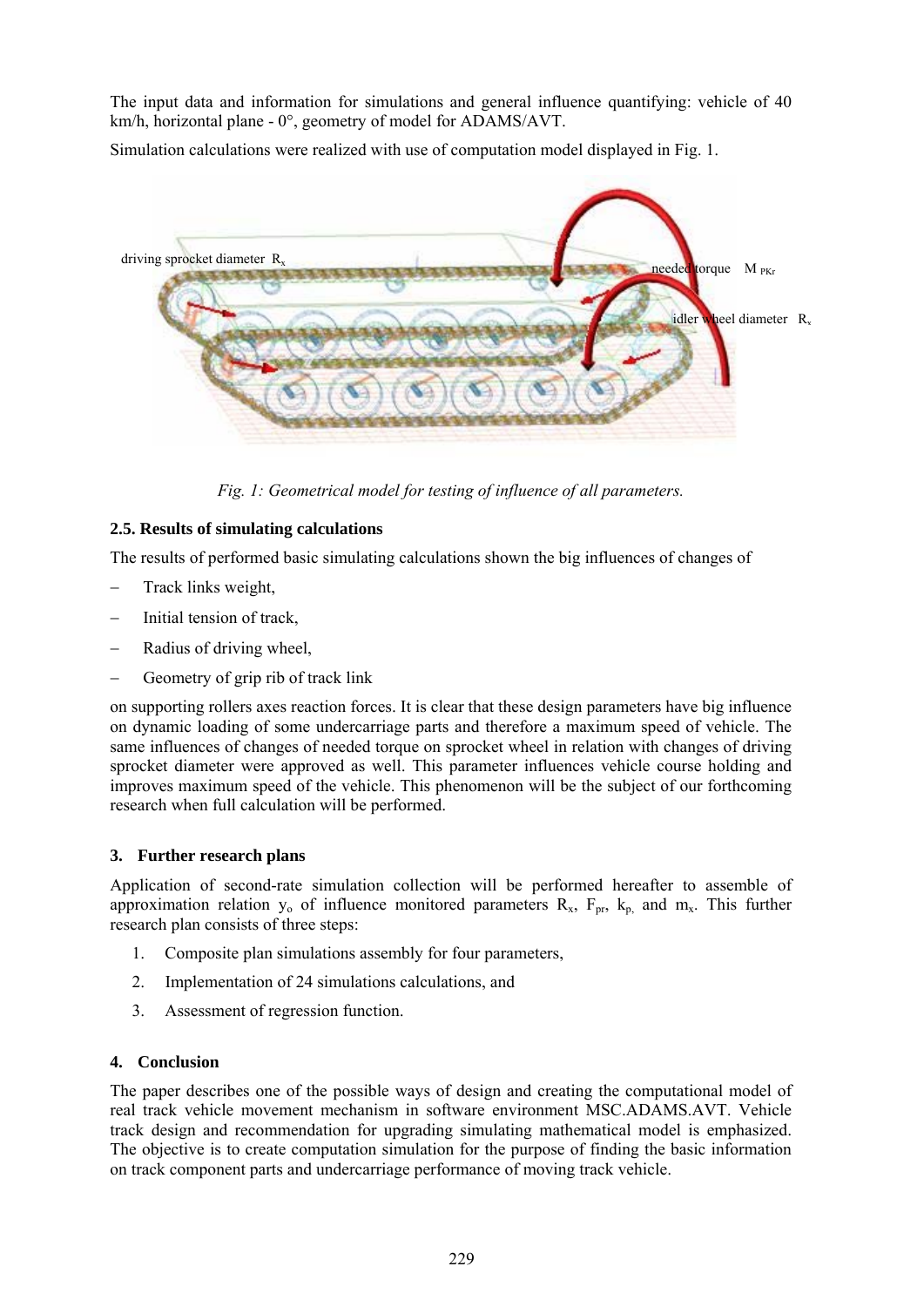The input data and information for simulations and general influence quantifying: vehicle of 40 km/h, horizontal plane - 0°, geometry of model for ADAMS/AVT.

Simulation calculations were realized with use of computation model displayed in Fig. 1.

driving sprocket diameter $R_x$

needed torque $M_{PKr}$

idler wheel diameter $R_x$

*Fig. 1: Geometrical model for testing of influence of all parameters.*

### 2.5. Results of simulating calculations

The results of performed basic simulating calculations shown the big influences of changes of

- Track links weight,
- Initial tension of track,
- Radius of driving wheel,
- Geometry of grip rib of track link

on supporting rollers axes reaction forces. It is clear that these design parameters have big influence on dynamic loading of some undercarriage parts and therefore a maximum speed of vehicle. The same influences of changes of needed torque on sprocket wheel in relation with changes of driving sprocket diameter were approved as well. This parameter influences vehicle course holding and improves maximum speed of the vehicle. This phenomenon will be the subject of our forthcoming research when full calculation will be performed.

## 3. Further research plans

Application of second-rate simulation collection will be performed hereafter to assemble of approximation relation $y_o$ of influence monitored parameters $R_x$, $F_{pr}$, $k_p$, and $m_x$. This further research plan consists of three steps:

1. Composite plan simulations assembly for four parameters,
2. Implementation of 24 simulations calculations, and
3. Assessment of regression function.

## 4. Conclusion

The paper describes one of the possible ways of design and creating the computational model of real track vehicle movement mechanism in software environment MSC.ADAMS.AVT. Vehicle track design and recommendation for upgrading simulating mathematical model is emphasized. The objective is to create computation simulation for the purpose of finding the basic information on track component parts and undercarriage performance of moving track vehicle.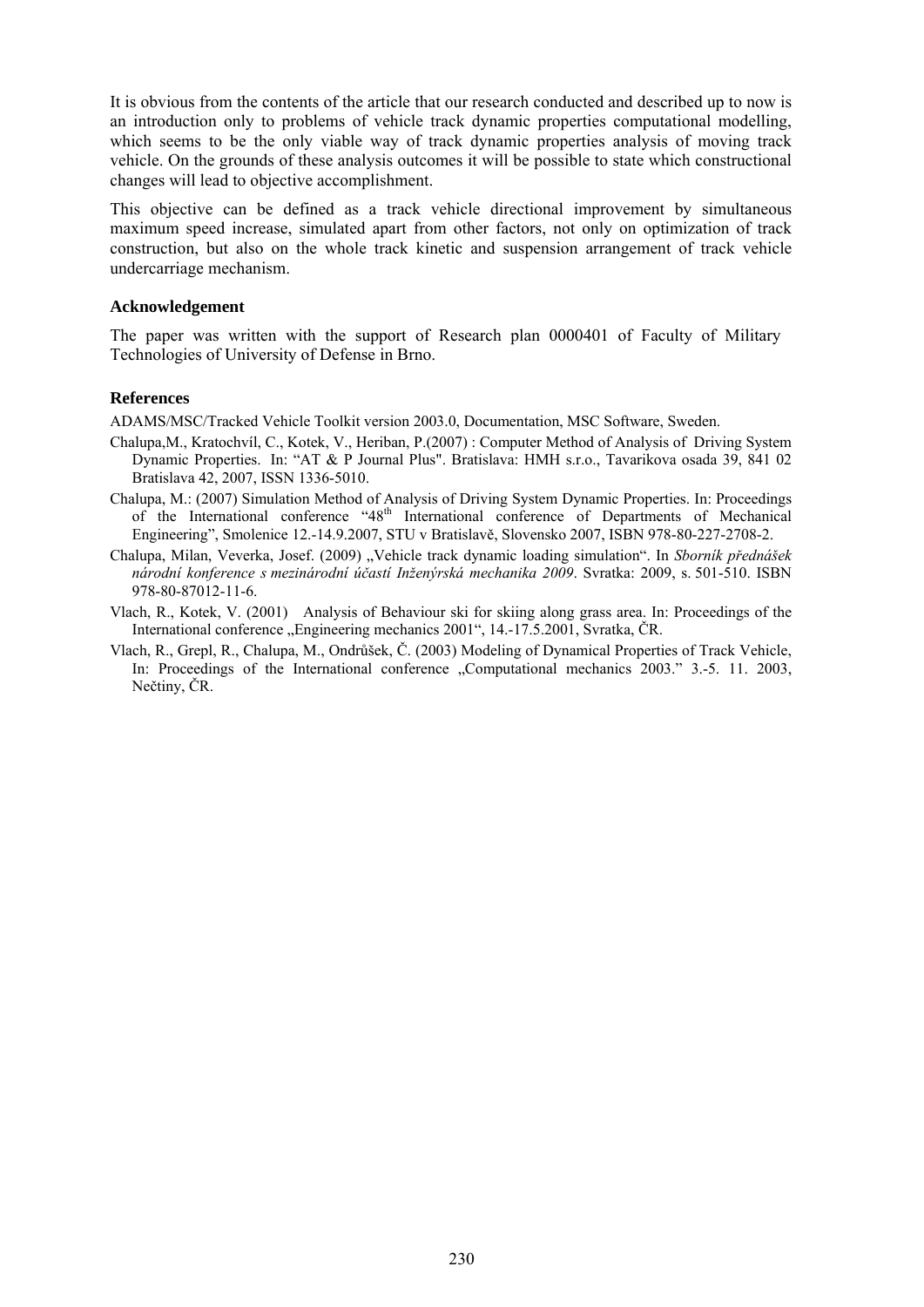It is obvious from the contents of the article that our research conducted and described up to now is an introduction only to problems of vehicle track dynamic properties computational modelling, which seems to be the only viable way of track dynamic properties analysis of moving track vehicle. On the grounds of these analysis outcomes it will be possible to state which constructional changes will lead to objective accomplishment.

This objective can be defined as a track vehicle directional improvement by simultaneous maximum speed increase, simulated apart from other factors, not only on optimization of track construction, but also on the whole track kinetic and suspension arrangement of track vehicle undercarriage mechanism.

### Acknowledgement

The paper was written with the support of Research plan 0000401 of Faculty of Military Technologies of University of Defense in Brno.

### References

ADAMS/MSC/Tracked Vehicle Toolkit version 2003.0, Documentation, MSC Software, Sweden.

Chalupa,M., Kratochvíl, C., Kotek, V., Heriban, P.(2007) : Computer Method of Analysis of Driving System Dynamic Properties. In: "AT & P Journal Plus". Bratislava: HMH s.r.o., Tavarikova osada 39, 841 02 Bratislava 42, 2007, ISSN 1336-5010.

Chalupa, M.: (2007) Simulation Method of Analysis of Driving System Dynamic Properties. In: Proceedings of the International conference "48th International conference of Departments of Mechanical Engineering", Smolenice 12.-14.9.2007, STU v Bratislavě, Slovensko 2007, ISBN 978-80-227-2708-2.

Chalupa, Milan, Veverka, Josef. (2009) „Vehicle track dynamic loading simulation". In *Sborník přednášek národní konference s mezinárodní účastí Inženýrská mechanika 2009*. Svratka: 2009, s. 501-510. ISBN 978-80-87012-11-6.

Vlach, R., Kotek, V. (2001) Analysis of Behaviour ski for skiing along grass area. In: Proceedings of the International conference „Engineering mechanics 2001", 14.-17.5.2001, Svratka, ČR.

Vlach, R., Grepl, R., Chalupa, M., Ondrůšek, Č. (2003) Modeling of Dynamical Properties of Track Vehicle, In: Proceedings of the International conference „Computational mechanics 2003." 3.-5. 11. 2003, Nečtiny, ČR.